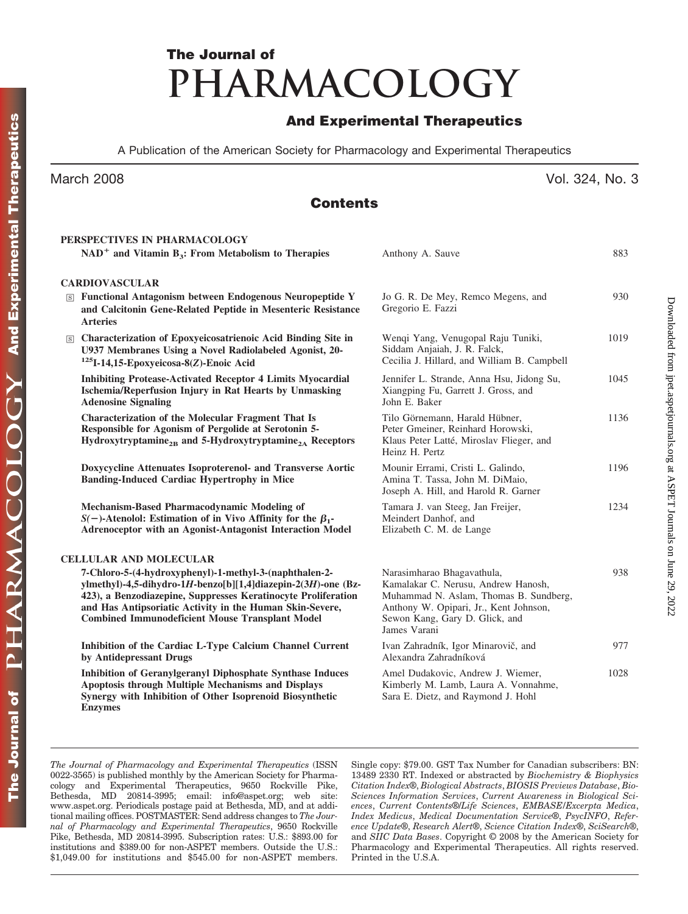# The Journal of PHARMACOLOGY And Experimental Therapeutics

A Publication of the American Society for Pharmacology and Experimental Therapeutics

March 2008 Vol. 324, No. 3

## Contents

### PERSPECTIVES IN PHARMACOLOGY

**$NAD^+$ and Vitamin $B_3$: From Metabolism to Therapies** — Anthony A. Sauve — 883

### CARDIOVASCULAR

**Functional Antagonism between Endogenous Neuropeptide Y and Calcitonin Gene-Related Peptide in Mesenteric Resistance Arteries** — Jo G. R. De Mey, Remco Megens, and Gregorio E. Fazzi — 930

**Characterization of Epoxyeicosatrienoic Acid Binding Site in U937 Membranes Using a Novel Radiolabeled Agonist, 20-$^{125}$I-14,15-Epoxyeicosa-8(*Z*)-Enoic Acid** — Wenqi Yang, Venugopal Raju Tuniki, Siddam Anjaiah, J. R. Falck, Cecilia J. Hillard, and William B. Campbell — 1019

**Inhibiting Protease-Activated Receptor 4 Limits Myocardial Ischemia/Reperfusion Injury in Rat Hearts by Unmasking Adenosine Signaling** — Jennifer L. Strande, Anna Hsu, Jidong Su, Xiangping Fu, Garrett J. Gross, and John E. Baker — 1045

**Characterization of the Molecular Fragment That Is Responsible for Agonism of Pergolide at Serotonin 5-Hydroxytryptamine$_{2B}$ and 5-Hydroxytryptamine$_{2A}$ Receptors** — Tilo Görnemann, Harald Hübner, Peter Gmeiner, Reinhard Horowski, Klaus Peter Latté, Miroslav Flieger, and Heinz H. Pertz — 1136

**Doxycycline Attenuates Isoproterenol- and Transverse Aortic Banding-Induced Cardiac Hypertrophy in Mice** — Mounir Errami, Cristi L. Galindo, Amina T. Tassa, John M. DiMaio, Joseph A. Hill, and Harold R. Garner — 1196

**Mechanism-Based Pharmacodynamic Modeling of *S*(−)-Atenolol: Estimation of in Vivo Affinity for the $\beta_1$-Adrenoceptor with an Agonist-Antagonist Interaction Model** — Tamara J. van Steeg, Jan Freijer, Meindert Danhof, and Elizabeth C. M. de Lange — 1234

### CELLULAR AND MOLECULAR

**7-Chloro-5-(4-hydroxyphenyl)-1-methyl-3-(naphthalen-2-ylmethyl)-4,5-dihydro-1*H*-benzo[b][1,4]diazepin-2(3*H*)-one (Bz-423), a Benzodiazepine, Suppresses Keratinocyte Proliferation and Has Antipsoriatic Activity in the Human Skin-Severe, Combined Immunodeficient Mouse Transplant Model** — Narasimharao Bhagavathula, Kamalakar C. Nerusu, Andrew Hanosh, Muhammad N. Aslam, Thomas B. Sundberg, Anthony W. Opipari, Jr., Kent Johnson, Sewon Kang, Gary D. Glick, and James Varani — 938

**Inhibition of the Cardiac L-Type Calcium Channel Current by Antidepressant Drugs** — Ivan Zahradník, Igor Minarovič, and Alexandra Zahradníková — 977

**Inhibition of Geranylgeranyl Diphosphate Synthase Induces Apoptosis through Multiple Mechanisms and Displays Synergy with Inhibition of Other Isoprenoid Biosynthetic Enzymes** — Amel Dudakovic, Andrew J. Wiemer, Kimberly M. Lamb, Laura A. Vonnahme, Sara E. Dietz, and Raymond J. Hohl — 1028

---

*The Journal of Pharmacology and Experimental Therapeutics* (ISSN 0022-3565) is published monthly by the American Society for Pharmacology and Experimental Therapeutics, 9650 Rockville Pike, Bethesda, MD 20814-3995; email: info@aspet.org; web site: www.aspet.org. Periodicals postage paid at Bethesda, MD, and at additional mailing offices. POSTMASTER: Send address changes to *The Journal of Pharmacology and Experimental Therapeutics*, 9650 Rockville Pike, Bethesda, MD 20814-3995. Subscription rates: U.S.: $893.00 for institutions and $389.00 for non-ASPET members. Outside the U.S.: $1,049.00 for institutions and $545.00 for non-ASPET members. Single copy: $79.00. GST Tax Number for Canadian subscribers: BN: 13489 2330 RT. Indexed or abstracted by *Biochemistry & Biophysics Citation Index®*, *Biological Abstracts*, *BIOSIS Previews Database*, *Bio-Sciences Information Services*, *Current Awareness in Biological Sciences*, *Current Contents®/Life Sciences*, *EMBASE/Excerpta Medica*, *Index Medicus*, *Medical Documentation Service®*, *PsycINFO*, *Reference Update®*, *Research Alert®*, *Science Citation Index®*, *SciSearch®*, and *SIIC Data Bases*. Copyright © 2008 by the American Society for Pharmacology and Experimental Therapeutics. All rights reserved. Printed in the U.S.A.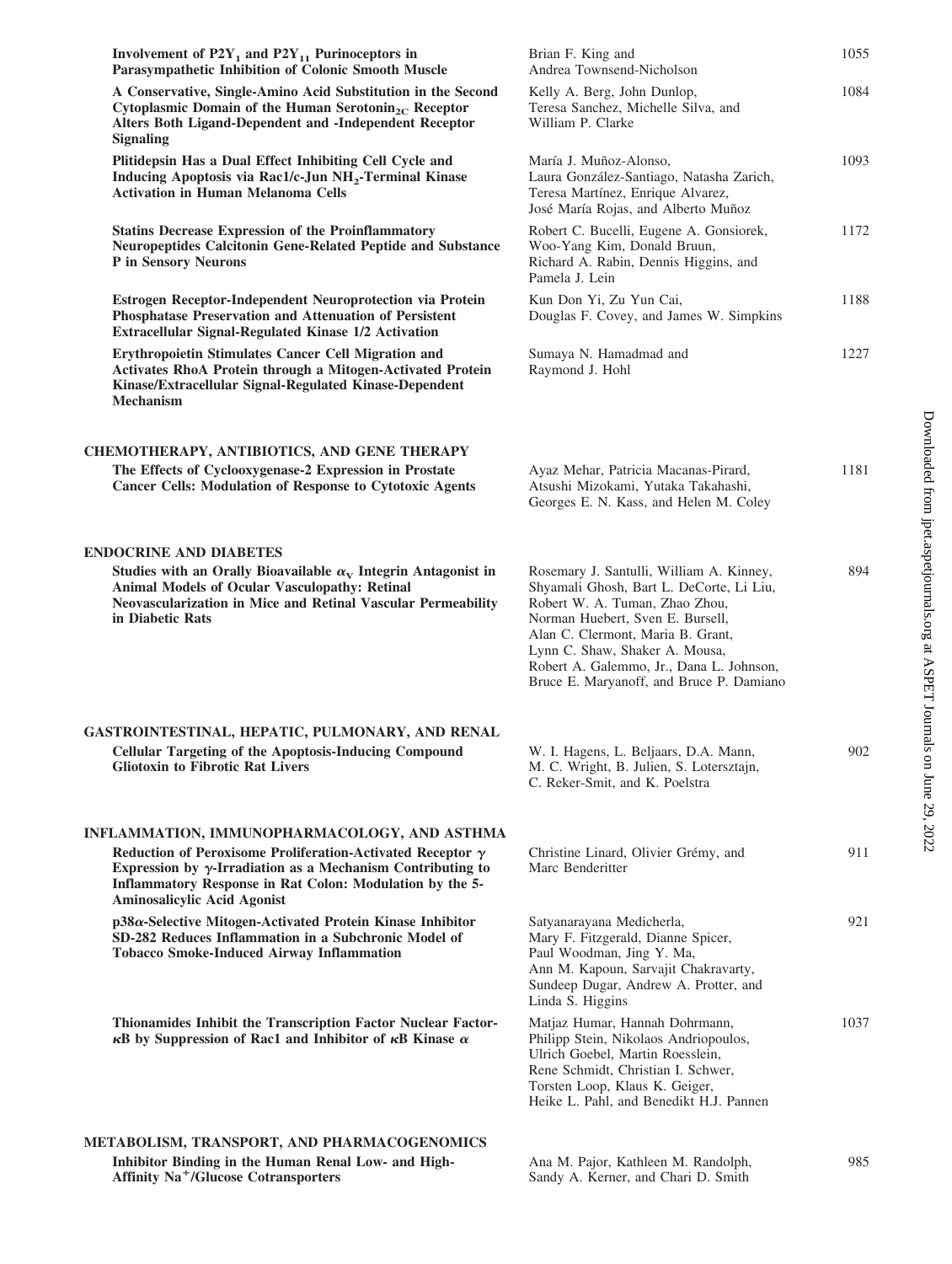**Involvement of $P2Y_1$ and $P2Y_{11}$ Purinoceptors in Parasympathetic Inhibition of Colonic Smooth Muscle**
Brian F. King and Andrea Townsend-Nicholson — 1055

**A Conservative, Single-Amino Acid Substitution in the Second Cytoplasmic Domain of the Human Serotonin$_{2C}$ Receptor Alters Both Ligand-Dependent and -Independent Receptor Signaling**
Kelly A. Berg, John Dunlop, Teresa Sanchez, Michelle Silva, and William P. Clarke — 1084

**Plitidepsin Has a Dual Effect Inhibiting Cell Cycle and Inducing Apoptosis via Rac1/c-Jun $NH_2$-Terminal Kinase Activation in Human Melanoma Cells**
María J. Muñoz-Alonso, Laura González-Santiago, Natasha Zarich, Teresa Martínez, Enrique Alvarez, José María Rojas, and Alberto Muñoz — 1093

**Statins Decrease Expression of the Proinflammatory Neuropeptides Calcitonin Gene-Related Peptide and Substance P in Sensory Neurons**
Robert C. Bucelli, Eugene A. Gonsiorek, Woo-Yang Kim, Donald Bruun, Richard A. Rabin, Dennis Higgins, and Pamela J. Lein — 1172

**Estrogen Receptor-Independent Neuroprotection via Protein Phosphatase Preservation and Attenuation of Persistent Extracellular Signal-Regulated Kinase 1/2 Activation**
Kun Don Yi, Zu Yun Cai, Douglas F. Covey, and James W. Simpkins — 1188

**Erythropoietin Stimulates Cancer Cell Migration and Activates RhoA Protein through a Mitogen-Activated Protein Kinase/Extracellular Signal-Regulated Kinase-Dependent Mechanism**
Sumaya N. Hamadmad and Raymond J. Hohl — 1227

## CHEMOTHERAPY, ANTIBIOTICS, AND GENE THERAPY

**The Effects of Cyclooxygenase-2 Expression in Prostate Cancer Cells: Modulation of Response to Cytotoxic Agents**
Ayaz Mehar, Patricia Macanas-Pirard, Atsushi Mizokami, Yutaka Takahashi, Georges E. N. Kass, and Helen M. Coley — 1181

## ENDOCRINE AND DIABETES

**Studies with an Orally Bioavailable $\alpha_V$ Integrin Antagonist in Animal Models of Ocular Vasculopathy: Retinal Neovascularization in Mice and Retinal Vascular Permeability in Diabetic Rats**
Rosemary J. Santulli, William A. Kinney, Shyamali Ghosh, Bart L. DeCorte, Li Liu, Robert W. A. Tuman, Zhao Zhou, Norman Huebert, Sven E. Bursell, Alan C. Clermont, Maria B. Grant, Lynn C. Shaw, Shaker A. Mousa, Robert A. Galemmo, Jr., Dana L. Johnson, Bruce E. Maryanoff, and Bruce P. Damiano — 894

## GASTROINTESTINAL, HEPATIC, PULMONARY, AND RENAL

**Cellular Targeting of the Apoptosis-Inducing Compound Gliotoxin to Fibrotic Rat Livers**
W. I. Hagens, L. Beljaars, D.A. Mann, M. C. Wright, B. Julien, S. Lotersztajn, C. Reker-Smit, and K. Poelstra — 902

## INFLAMMATION, IMMUNOPHARMACOLOGY, AND ASTHMA

**Reduction of Peroxisome Proliferation-Activated Receptor $\gamma$ Expression by $\gamma$-Irradiation as a Mechanism Contributing to Inflammatory Response in Rat Colon: Modulation by the 5-Aminosalicylic Acid Agonist**
Christine Linard, Olivier Grémy, and Marc Benderitter — 911

**p38$\alpha$-Selective Mitogen-Activated Protein Kinase Inhibitor SD-282 Reduces Inflammation in a Subchronic Model of Tobacco Smoke-Induced Airway Inflammation**
Satyanarayana Medicherla, Mary F. Fitzgerald, Dianne Spicer, Paul Woodman, Jing Y. Ma, Ann M. Kapoun, Sarvajit Chakravarty, Sundeep Dugar, Andrew A. Protter, and Linda S. Higgins — 921

**Thionamides Inhibit the Transcription Factor Nuclear Factor-$\kappa$B by Suppression of Rac1 and Inhibitor of $\kappa$B Kinase $\alpha$**
Matjaz Humar, Hannah Dohrmann, Philipp Stein, Nikolaos Andriopoulos, Ulrich Goebel, Martin Roesslein, Rene Schmidt, Christian I. Schwer, Torsten Loop, Klaus K. Geiger, Heike L. Pahl, and Benedikt H.J. Pannen — 1037

## METABOLISM, TRANSPORT, AND PHARMACOGENOMICS

**Inhibitor Binding in the Human Renal Low- and High-Affinity $Na^+$/Glucose Cotransporters**
Ana M. Pajor, Kathleen M. Randolph, Sandy A. Kerner, and Chari D. Smith — 985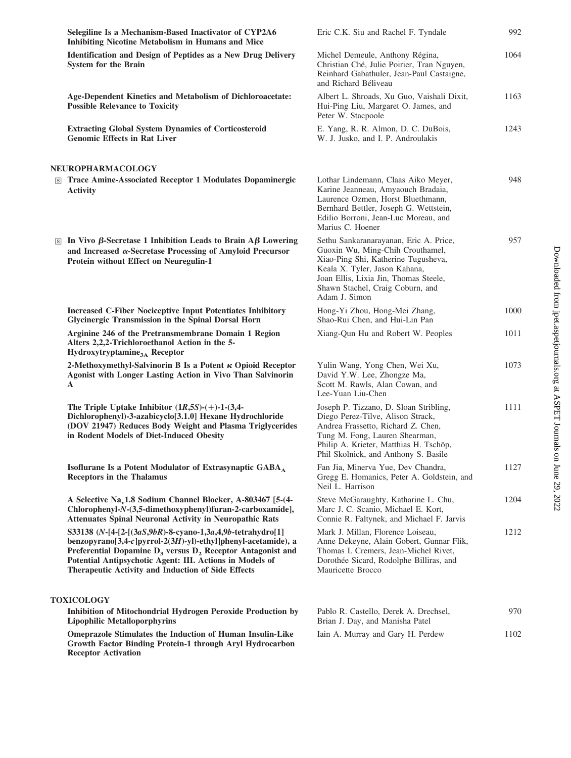| | | |
|---|---|---|
| **Selegiline Is a Mechanism-Based Inactivator of CYP2A6 Inhibiting Nicotine Metabolism in Humans and Mice** | Eric C.K. Siu and Rachel F. Tyndale | 992 |
| **Identification and Design of Peptides as a New Drug Delivery System for the Brain** | Michel Demeule, Anthony Régina, Christian Ché, Julie Poirier, Tran Nguyen, Reinhard Gabathuler, Jean-Paul Castaigne, and Richard Béliveau | 1064 |
| **Age-Dependent Kinetics and Metabolism of Dichloroacetate: Possible Relevance to Toxicity** | Albert L. Shroads, Xu Guo, Vaishali Dixit, Hui-Ping Liu, Margaret O. James, and Peter W. Stacpoole | 1163 |
| **Extracting Global System Dynamics of Corticosteroid Genomic Effects in Rat Liver** | E. Yang, R. R. Almon, D. C. DuBois, W. J. Jusko, and I. P. Androulakis | 1243 |

## NEUROPHARMACOLOGY

| | | |
|---|---|---|
| S **Trace Amine-Associated Receptor 1 Modulates Dopaminergic Activity** | Lothar Lindemann, Claas Aiko Meyer, Karine Jeanneau, Amyaouch Bradaia, Laurence Ozmen, Horst Bluethmann, Bernhard Bettler, Joseph G. Wettstein, Edilio Borroni, Jean-Luc Moreau, and Marius C. Hoener | 948 |
| S **In Vivo $\beta$-Secretase 1 Inhibition Leads to Brain A$\beta$ Lowering and Increased $\alpha$-Secretase Processing of Amyloid Precursor Protein without Effect on Neuregulin-1** | Sethu Sankaranarayanan, Eric A. Price, Guoxin Wu, Ming-Chih Crouthamel, Xiao-Ping Shi, Katherine Tugusheva, Keala X. Tyler, Jason Kahana, Joan Ellis, Lixia Jin, Thomas Steele, Shawn Stachel, Craig Coburn, and Adam J. Simon | 957 |
| **Increased C-Fiber Nociceptive Input Potentiates Inhibitory Glycinergic Transmission in the Spinal Dorsal Horn** | Hong-Yi Zhou, Hong-Mei Zhang, Shao-Rui Chen, and Hui-Lin Pan | 1000 |
| **Arginine 246 of the Pretransmembrane Domain 1 Region Alters 2,2,2-Trichloroethanol Action in the 5-Hydroxytryptamine$_{3A}$ Receptor** | Xiang-Qun Hu and Robert W. Peoples | 1011 |
| **2-Methoxymethyl-Salvinorin B Is a Potent $\kappa$ Opioid Receptor Agonist with Longer Lasting Action in Vivo Than Salvinorin A** | Yulin Wang, Yong Chen, Wei Xu, David Y.W. Lee, Zhongze Ma, Scott M. Rawls, Alan Cowan, and Lee-Yuan Liu-Chen | 1073 |
| **The Triple Uptake Inhibitor (1*R*,5*S*)-(+)-1-(3,4-Dichlorophenyl)-3-azabicyclo[3.1.0] Hexane Hydrochloride (DOV 21947) Reduces Body Weight and Plasma Triglycerides in Rodent Models of Diet-Induced Obesity** | Joseph P. Tizzano, D. Sloan Stribling, Diego Perez-Tilve, Alison Strack, Andrea Frassetto, Richard Z. Chen, Tung M. Fong, Lauren Shearman, Philip A. Krieter, Matthias H. Tschöp, Phil Skolnick, and Anthony S. Basile | 1111 |
| **Isoflurane Is a Potent Modulator of Extrasynaptic GABA$_A$ Receptors in the Thalamus** | Fan Jia, Minerva Yue, Dev Chandra, Gregg E. Homanics, Peter A. Goldstein, and Neil L. Harrison | 1127 |
| **A Selective Na$_v$1.8 Sodium Channel Blocker, A-803467 [5-(4-Chlorophenyl-*N*-(3,5-dimethoxyphenyl)furan-2-carboxamide], Attenuates Spinal Neuronal Activity in Neuropathic Rats** | Steve McGaraughty, Katharine L. Chu, Marc J. C. Scanio, Michael E. Kort, Connie R. Faltynek, and Michael F. Jarvis | 1204 |
| **S33138 (*N*-[4-[2-[(3*aS*,9*bR*)-8-cyano-1,3*a*,4,9*b*-tetrahydro[1]benzopyrano[3,4-*c*]pyrrol-2(3*H*)-yl)-ethyl]phenyl-acetamide), a Preferential Dopamine D$_3$ versus D$_2$ Receptor Antagonist and Potential Antipsychotic Agent: III. Actions in Models of Therapeutic Activity and Induction of Side Effects** | Mark J. Millan, Florence Loiseau, Anne Dekeyne, Alain Gobert, Gunnar Flik, Thomas I. Cremers, Jean-Michel Rivet, Dorothée Sicard, Rodolphe Billiras, and Mauricette Brocco | 1212 |

## TOXICOLOGY

| | | |
|---|---|---|
| **Inhibition of Mitochondrial Hydrogen Peroxide Production by Lipophilic Metalloporphyrins** | Pablo R. Castello, Derek A. Drechsel, Brian J. Day, and Manisha Patel | 970 |
| **Omeprazole Stimulates the Induction of Human Insulin-Like Growth Factor Binding Protein-1 through Aryl Hydrocarbon Receptor Activation** | Iain A. Murray and Gary H. Perdew | 1102 |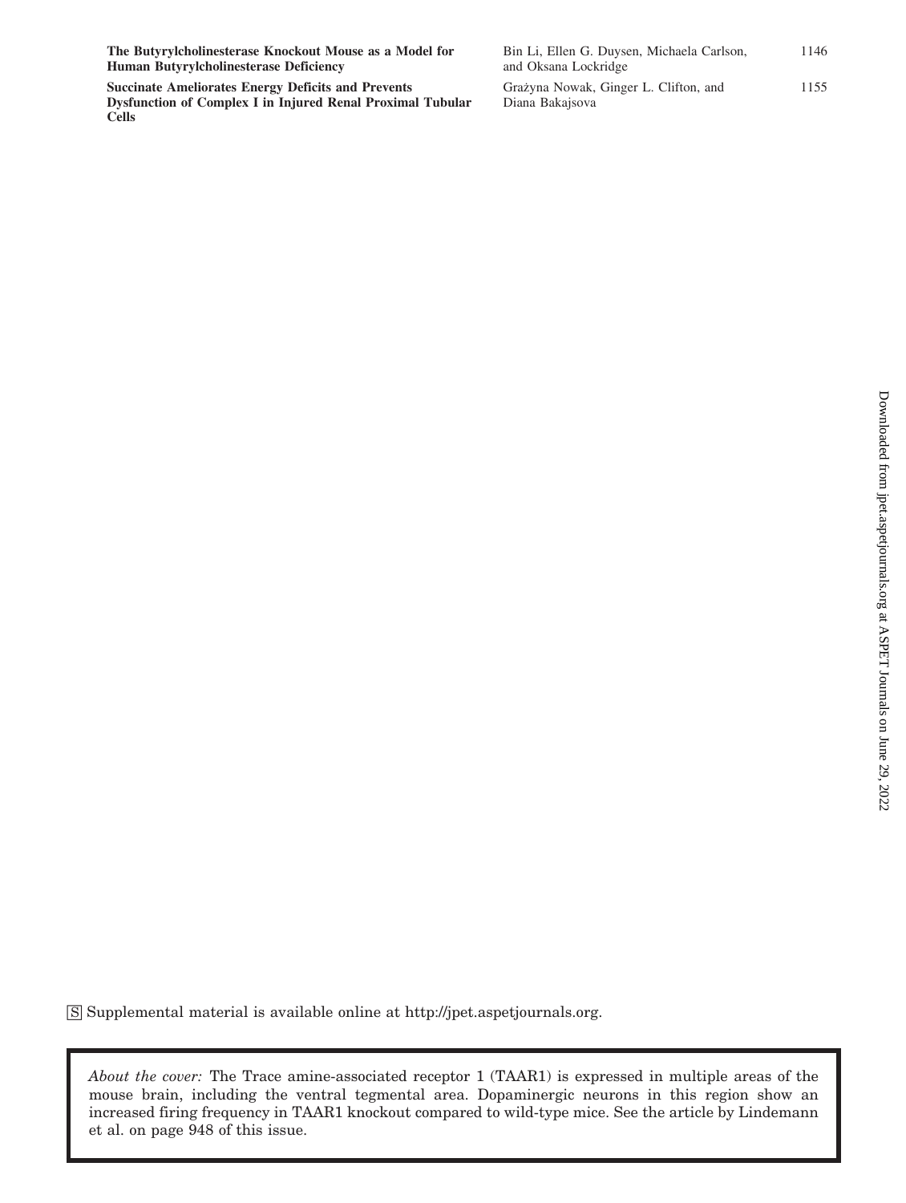| | | |
|---|---|---|
| **The Butyrylcholinesterase Knockout Mouse as a Model for Human Butyrylcholinesterase Deficiency** | Bin Li, Ellen G. Duysen, Michaela Carlson, and Oksana Lockridge | 1146 |
| **Succinate Ameliorates Energy Deficits and Prevents Dysfunction of Complex I in Injured Renal Proximal Tubular Cells** | Grażyna Nowak, Ginger L. Clifton, and Diana Bakajsova | 1155 |

S Supplemental material is available online at http://jpet.aspetjournals.org.

*About the cover:* The Trace amine-associated receptor 1 (TAAR1) is expressed in multiple areas of the mouse brain, including the ventral tegmental area. Dopaminergic neurons in this region show an increased firing frequency in TAAR1 knockout compared to wild-type mice. See the article by Lindemann et al. on page 948 of this issue.